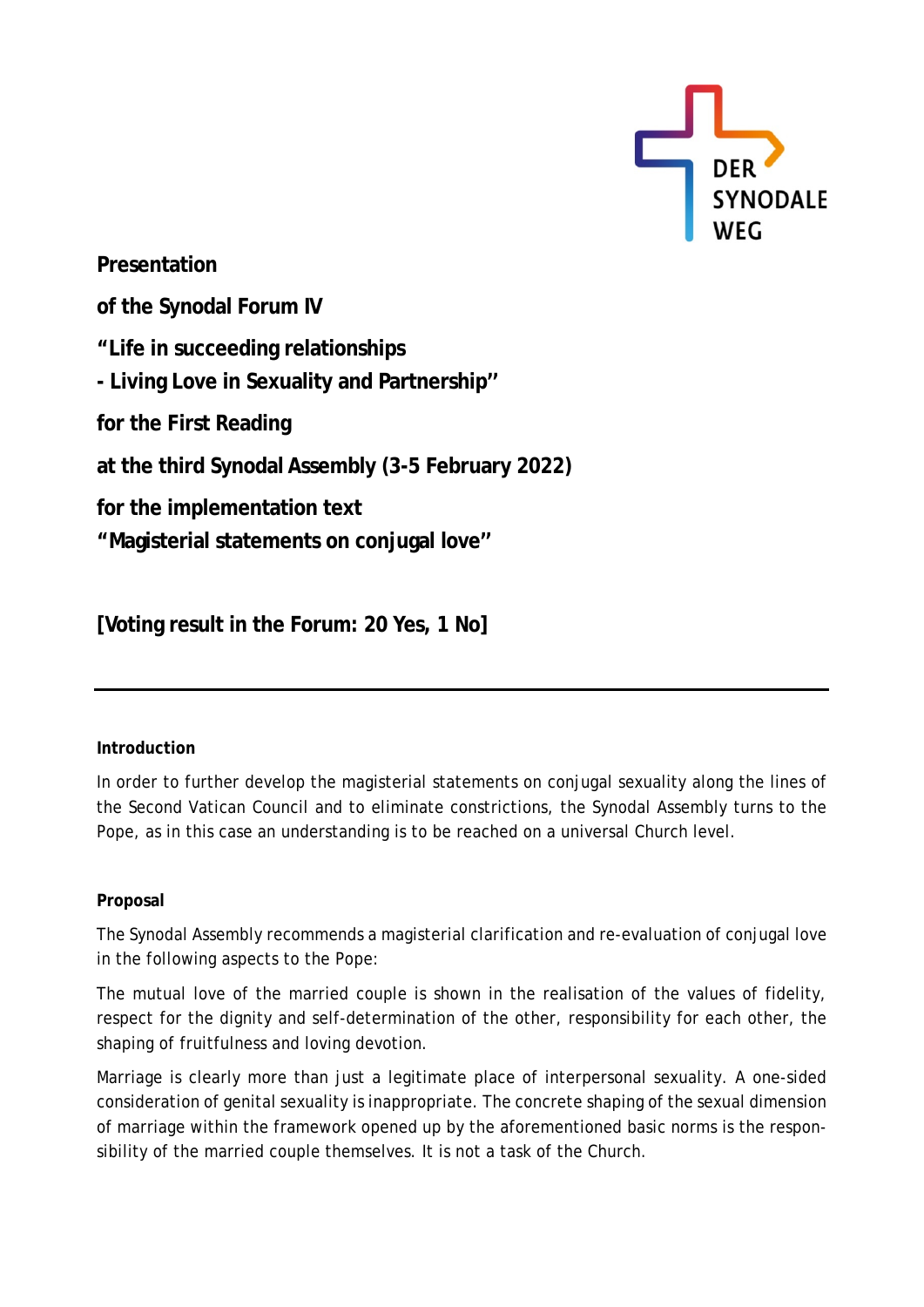DER SYNODALE WEG

**Presentation**

**of the Synodal Forum IV**

**"Life in succeeding relationships**
**- Living Love in Sexuality and Partnership"**

**for the First Reading**

**at the third Synodal Assembly (3-5 February 2022)**

**for the implementation text**
**"Magisterial statements on conjugal love"**

**[Voting result in the Forum: 20 Yes, 1 No]**

---

**Introduction**

In order to further develop the magisterial statements on conjugal sexuality along the lines of the Second Vatican Council and to eliminate constrictions, the Synodal Assembly turns to the Pope, as in this case an understanding is to be reached on a universal Church level.

**Proposal**

The Synodal Assembly recommends a magisterial clarification and re-evaluation of conjugal love in the following aspects to the Pope:

The mutual love of the married couple is shown in the realisation of the values of fidelity, respect for the dignity and self-determination of the other, responsibility for each other, the shaping of fruitfulness and loving devotion.

Marriage is clearly more than just a legitimate place of interpersonal sexuality. A one-sided consideration of genital sexuality is inappropriate. The concrete shaping of the sexual dimension of marriage within the framework opened up by the aforementioned basic norms is the responsibility of the married couple themselves. It is not a task of the Church.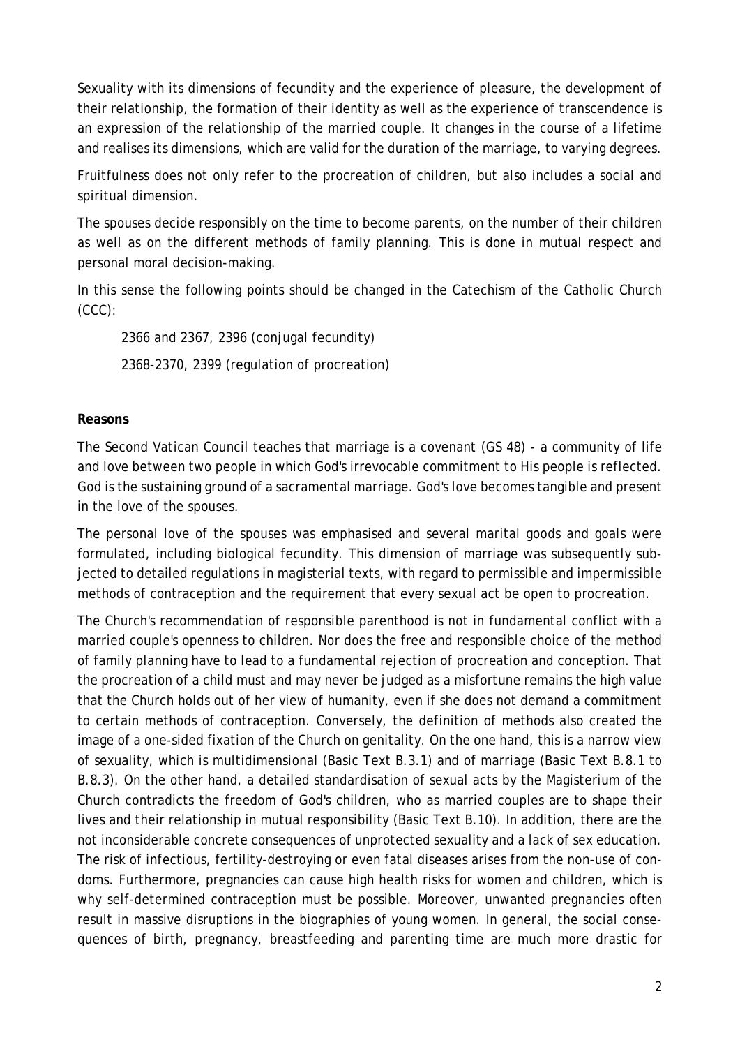Sexuality with its dimensions of fecundity and the experience of pleasure, the development of their relationship, the formation of their identity as well as the experience of transcendence is an expression of the relationship of the married couple. It changes in the course of a lifetime and realises its dimensions, which are valid for the duration of the marriage, to varying degrees.

Fruitfulness does not only refer to the procreation of children, but also includes a social and spiritual dimension.

The spouses decide responsibly on the time to become parents, on the number of their children as well as on the different methods of family planning. This is done in mutual respect and personal moral decision-making.

In this sense the following points should be changed in the Catechism of the Catholic Church (CCC):

> 2366 and 2367, 2396 (conjugal fecundity)
>
> 2368-2370, 2399 (regulation of procreation)

**Reasons**

The Second Vatican Council teaches that marriage is a covenant (GS 48) - a community of life and love between two people in which God's irrevocable commitment to His people is reflected. God is the sustaining ground of a sacramental marriage. God's love becomes tangible and present in the love of the spouses.

The personal love of the spouses was emphasised and several marital goods and goals were formulated, including biological fecundity. This dimension of marriage was subsequently subjected to detailed regulations in magisterial texts, with regard to permissible and impermissible methods of contraception and the requirement that every sexual act be open to procreation.

The Church's recommendation of responsible parenthood is not in fundamental conflict with a married couple's openness to children. Nor does the free and responsible choice of the method of family planning have to lead to a fundamental rejection of procreation and conception. That the procreation of a child must and may never be judged as a misfortune remains the high value that the Church holds out of her view of humanity, even if she does not demand a commitment to certain methods of contraception. Conversely, the definition of methods also created the image of a one-sided fixation of the Church on genitality. On the one hand, this is a narrow view of sexuality, which is multidimensional (Basic Text B.3.1) and of marriage (Basic Text B.8.1 to B.8.3). On the other hand, a detailed standardisation of sexual acts by the Magisterium of the Church contradicts the freedom of God's children, who as married couples are to shape their lives and their relationship in mutual responsibility (Basic Text B.10). In addition, there are the not inconsiderable concrete consequences of unprotected sexuality and a lack of sex education. The risk of infectious, fertility-destroying or even fatal diseases arises from the non-use of condoms. Furthermore, pregnancies can cause high health risks for women and children, which is why self-determined contraception must be possible. Moreover, unwanted pregnancies often result in massive disruptions in the biographies of young women. In general, the social consequences of birth, pregnancy, breastfeeding and parenting time are much more drastic for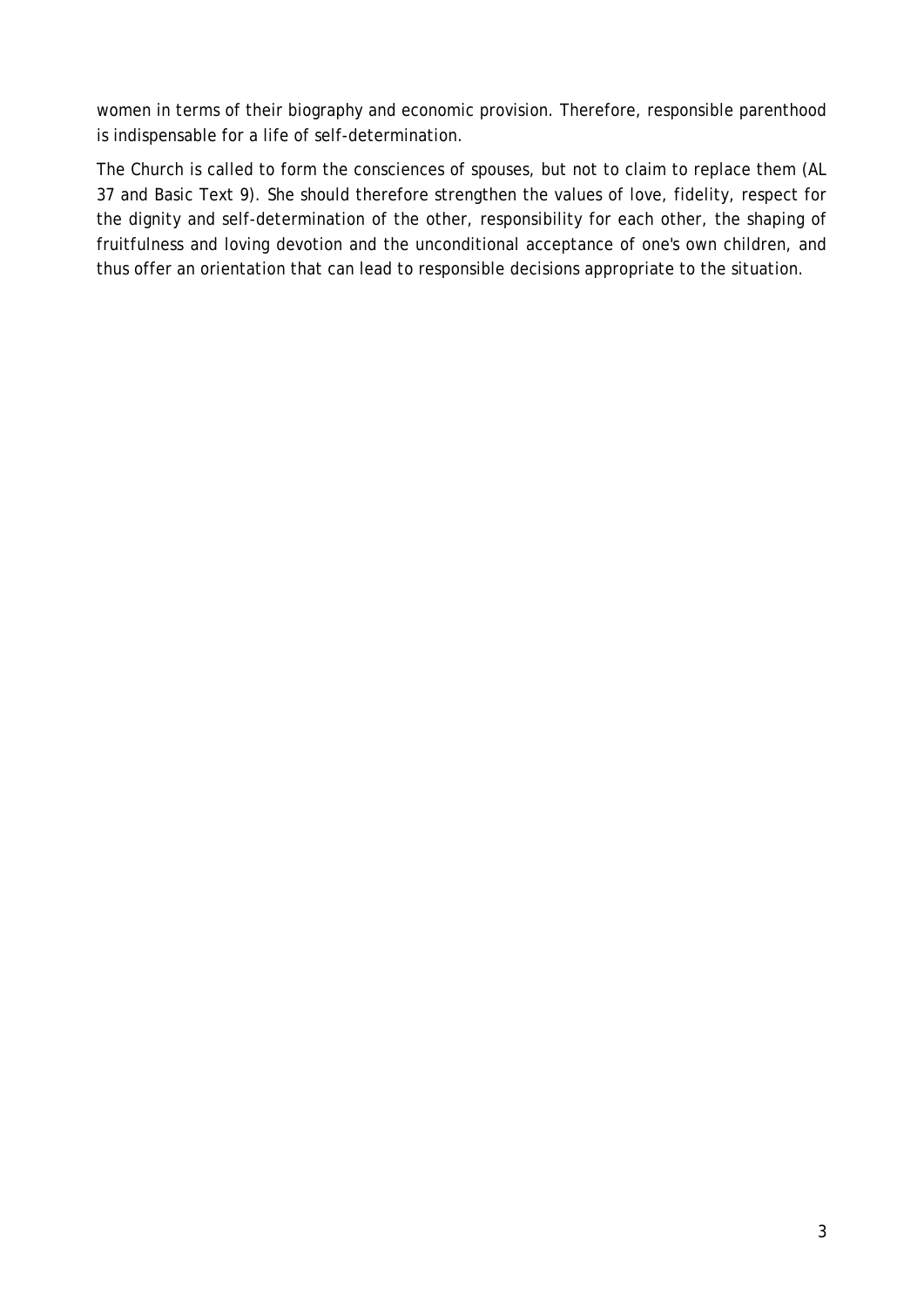women in terms of their biography and economic provision. Therefore, responsible parenthood is indispensable for a life of self-determination.

The Church is called to form the consciences of spouses, but not to claim to replace them (AL 37 and Basic Text 9). She should therefore strengthen the values of love, fidelity, respect for the dignity and self-determination of the other, responsibility for each other, the shaping of fruitfulness and loving devotion and the unconditional acceptance of one's own children, and thus offer an orientation that can lead to responsible decisions appropriate to the situation.